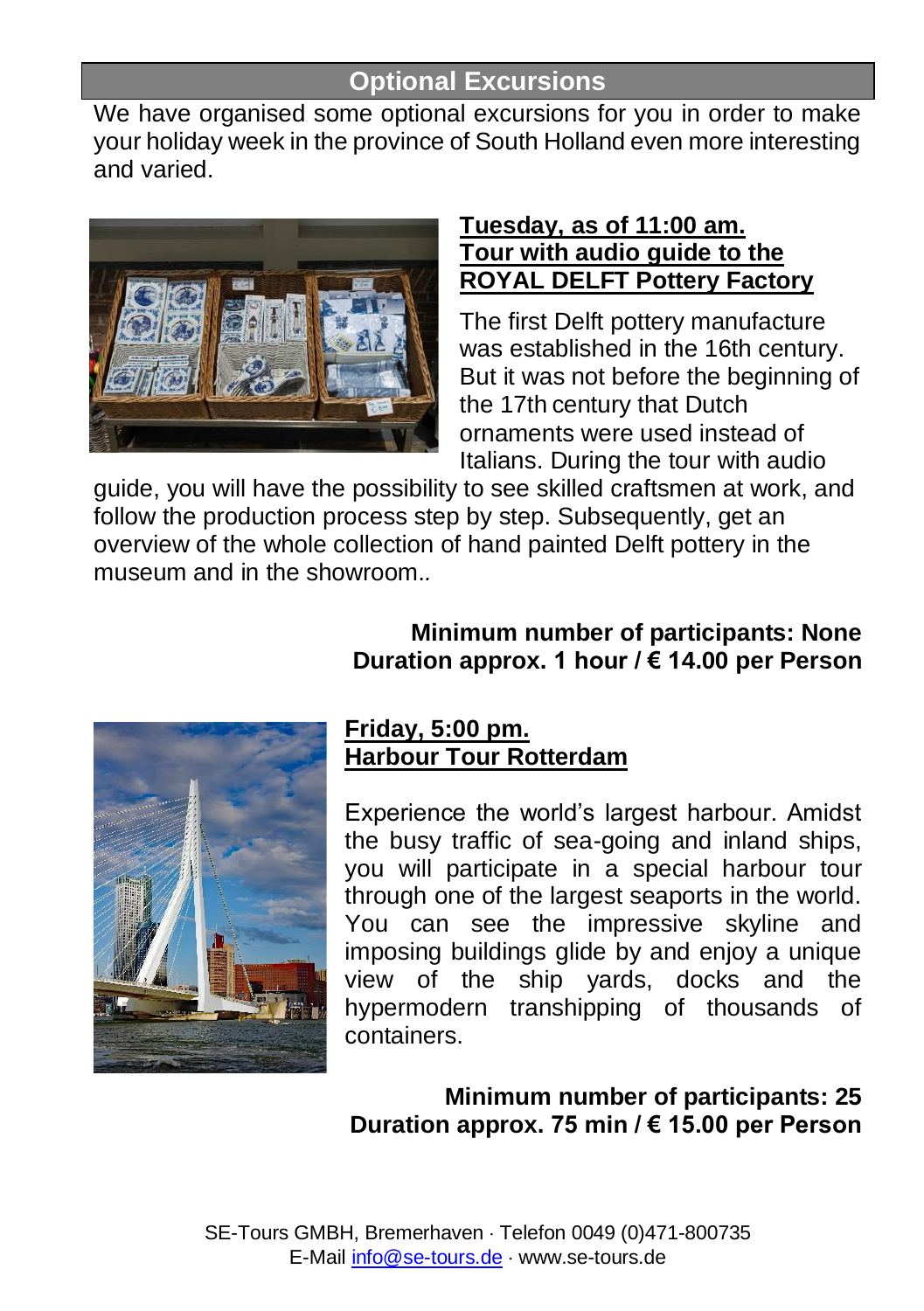## Optional Excursions

We have organised some optional excursions for you in order to make your holiday week in the province of South Holland even more interesting and varied.

### Tuesday, as of 11:00 am. Tour with audio guide to the ROYAL DELFT Pottery Factory

The first Delft pottery manufacture was established in the 16th century. But it was not before the beginning of the 17th century that Dutch ornaments were used instead of Italians. During the tour with audio guide, you will have the possibility to see skilled craftsmen at work, and follow the production process step by step. Subsequently, get an overview of the whole collection of hand painted Delft pottery in the museum and in the showroom..

**Minimum number of participants: None**
**Duration approx. 1 hour / € 14.00 per Person**

### Friday, 5:00 pm. Harbour Tour Rotterdam

Experience the world's largest harbour. Amidst the busy traffic of sea-going and inland ships, you will participate in a special harbour tour through one of the largest seaports in the world. You can see the impressive skyline and imposing buildings glide by and enjoy a unique view of the ship yards, docks and the hypermodern transhipping of thousands of containers.

**Minimum number of participants: 25**
**Duration approx. 75 min / € 15.00 per Person**

SE-Tours GMBH, Bremerhaven · Telefon 0049 (0)471-800735
E-Mail info@se-tours.de · www.se-tours.de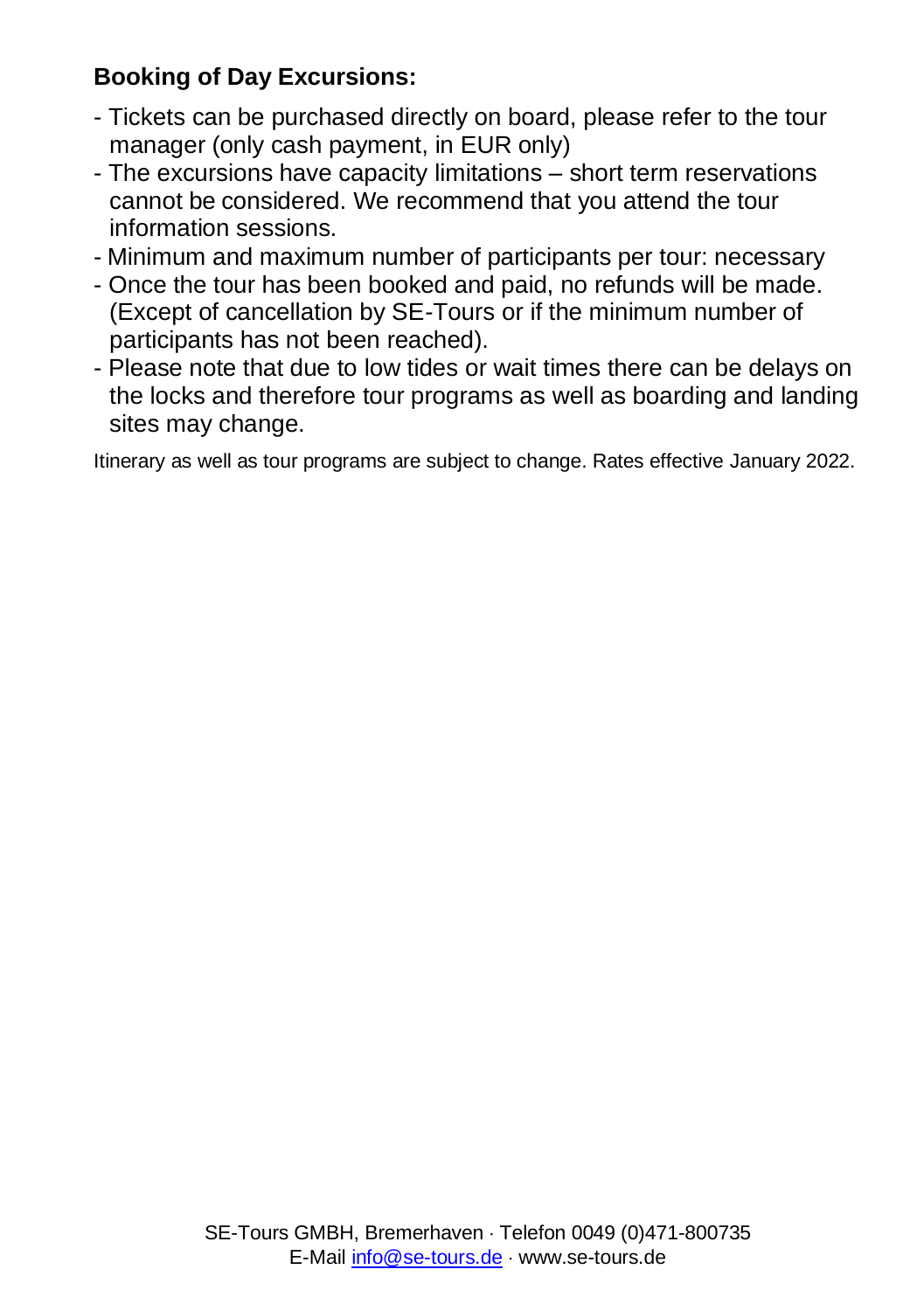**Booking of Day Excursions:**

- Tickets can be purchased directly on board, please refer to the tour manager (only cash payment, in EUR only)
- The excursions have capacity limitations – short term reservations cannot be considered. We recommend that you attend the tour information sessions.
- Minimum and maximum number of participants per tour: necessary
- Once the tour has been booked and paid, no refunds will be made. (Except of cancellation by SE-Tours or if the minimum number of participants has not been reached).
- Please note that due to low tides or wait times there can be delays on the locks and therefore tour programs as well as boarding and landing sites may change.

Itinerary as well as tour programs are subject to change. Rates effective January 2022.

SE-Tours GMBH, Bremerhaven · Telefon 0049 (0)471-800735
E-Mail info@se-tours.de · www.se-tours.de